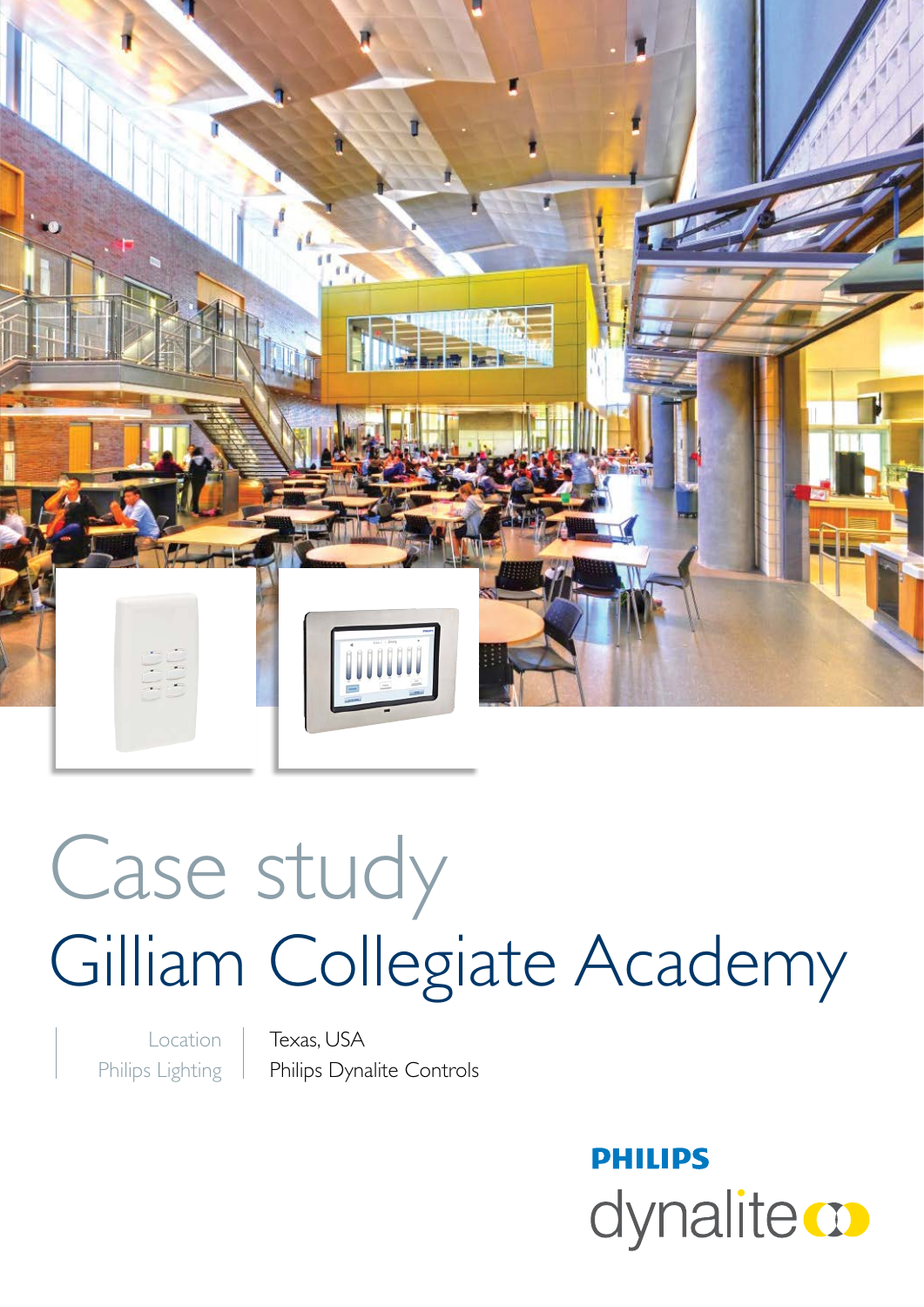# Case study

## Gilliam Collegiate Academy

| Location | Texas, USA |
|---|---|
| Philips Lighting | Philips Dynalite Controls |

PHILIPS
dynalite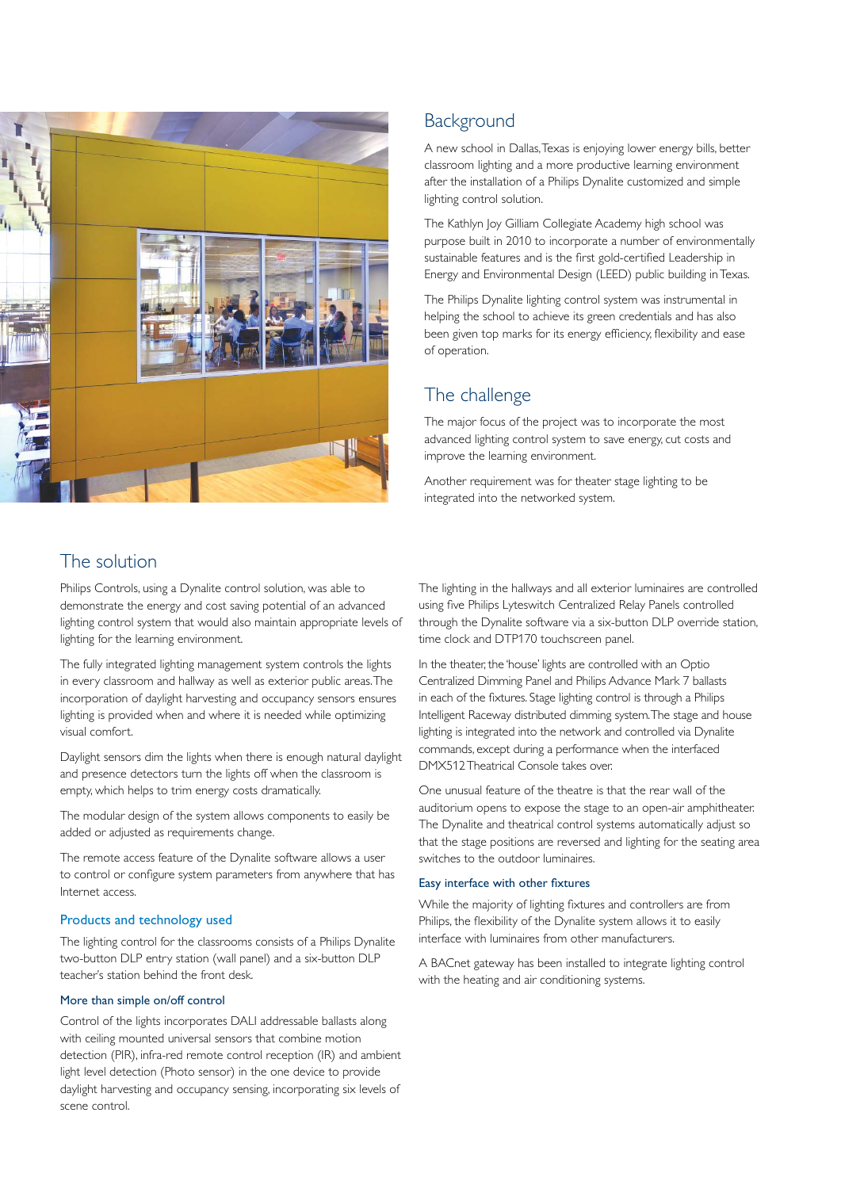## Background

A new school in Dallas, Texas is enjoying lower energy bills, better classroom lighting and a more productive learning environment after the installation of a Philips Dynalite customized and simple lighting control solution.

The Kathlyn Joy Gilliam Collegiate Academy high school was purpose built in 2010 to incorporate a number of environmentally sustainable features and is the first gold-certified Leadership in Energy and Environmental Design (LEED) public building in Texas.

The Philips Dynalite lighting control system was instrumental in helping the school to achieve its green credentials and has also been given top marks for its energy efficiency, flexibility and ease of operation.

## The challenge

The major focus of the project was to incorporate the most advanced lighting control system to save energy, cut costs and improve the learning environment.

Another requirement was for theater stage lighting to be integrated into the networked system.

## The solution

Philips Controls, using a Dynalite control solution, was able to demonstrate the energy and cost saving potential of an advanced lighting control system that would also maintain appropriate levels of lighting for the learning environment.

The fully integrated lighting management system controls the lights in every classroom and hallway as well as exterior public areas. The incorporation of daylight harvesting and occupancy sensors ensures lighting is provided when and where it is needed while optimizing visual comfort.

Daylight sensors dim the lights when there is enough natural daylight and presence detectors turn the lights off when the classroom is empty, which helps to trim energy costs dramatically.

The modular design of the system allows components to easily be added or adjusted as requirements change.

The remote access feature of the Dynalite software allows a user to control or configure system parameters from anywhere that has Internet access.

### Products and technology used

The lighting control for the classrooms consists of a Philips Dynalite two-button DLP entry station (wall panel) and a six-button DLP teacher's station behind the front desk.

### More than simple on/off control

Control of the lights incorporates DALI addressable ballasts along with ceiling mounted universal sensors that combine motion detection (PIR), infra-red remote control reception (IR) and ambient light level detection (Photo sensor) in the one device to provide daylight harvesting and occupancy sensing, incorporating six levels of scene control.

The lighting in the hallways and all exterior luminaires are controlled using five Philips Lyteswitch Centralized Relay Panels controlled through the Dynalite software via a six-button DLP override station, time clock and DTP170 touchscreen panel.

In the theater, the 'house' lights are controlled with an Optio Centralized Dimming Panel and Philips Advance Mark 7 ballasts in each of the fixtures. Stage lighting control is through a Philips Intelligent Raceway distributed dimming system. The stage and house lighting is integrated into the network and controlled via Dynalite commands, except during a performance when the interfaced DMX512 Theatrical Console takes over.

One unusual feature of the theatre is that the rear wall of the auditorium opens to expose the stage to an open-air amphitheater. The Dynalite and theatrical control systems automatically adjust so that the stage positions are reversed and lighting for the seating area switches to the outdoor luminaires.

### Easy interface with other fixtures

While the majority of lighting fixtures and controllers are from Philips, the flexibility of the Dynalite system allows it to easily interface with luminaires from other manufacturers.

A BACnet gateway has been installed to integrate lighting control with the heating and air conditioning systems.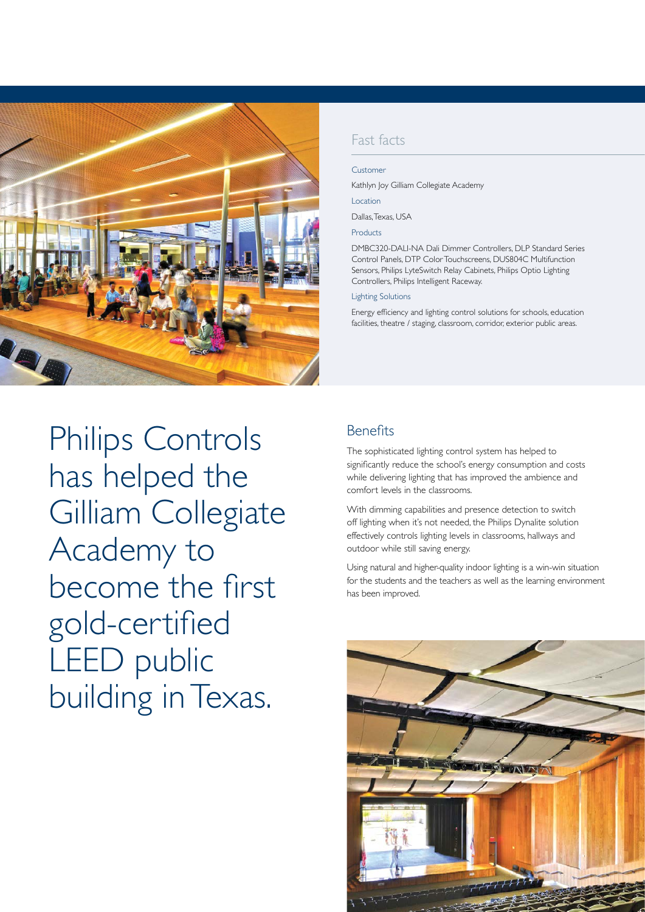## Fast facts

**Customer**

Kathlyn Joy Gilliam Collegiate Academy

**Location**

Dallas, Texas, USA

**Products**

DMBC320-DALI-NA Dali Dimmer Controllers, DLP Standard Series Control Panels, DTP Color Touchscreens, DUS804C Multifunction Sensors, Philips LyteSwitch Relay Cabinets, Philips Optio Lighting Controllers, Philips Intelligent Raceway.

**Lighting Solutions**

Energy efficiency and lighting control solutions for schools, education facilities, theatre / staging, classroom, corridor, exterior public areas.

# Philips Controls has helped the Gilliam Collegiate Academy to become the first gold-certified LEED public building in Texas.

## Benefits

The sophisticated lighting control system has helped to significantly reduce the school's energy consumption and costs while delivering lighting that has improved the ambience and comfort levels in the classrooms.

With dimming capabilities and presence detection to switch off lighting when it's not needed, the Philips Dynalite solution effectively controls lighting levels in classrooms, hallways and outdoor while still saving energy.

Using natural and higher-quality indoor lighting is a win-win situation for the students and the teachers as well as the learning environment has been improved.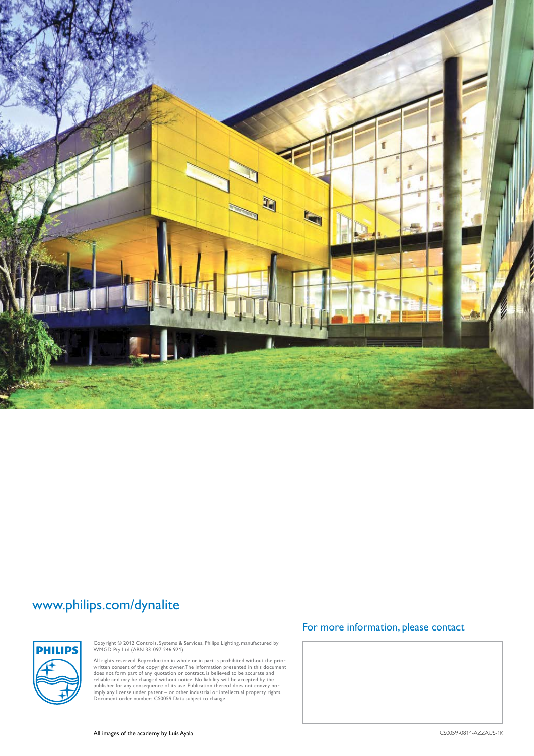www.philips.com/dynalite

PHILIPS

Copyright © 2012 Controls, Systems & Services, Philips Lighting, manufactured by WMGD Pty Ltd (ABN 33 097 246 921).

All rights reserved. Reproduction in whole or in part is prohibited without the prior written consent of the copyright owner. The information presented in this document does not form part of any quotation or contract, is believed to be accurate and reliable and may be changed without notice. No liability will be accepted by the publisher for any consequence of its use. Publication thereof does not convey nor imply any license under patent – or other industrial or intellectual property rights. Document order number: CS0059 Data subject to change.

For more information, please contact

All images of the academy by Luis Ayala

CS0059-0814-AZZAUS-1K